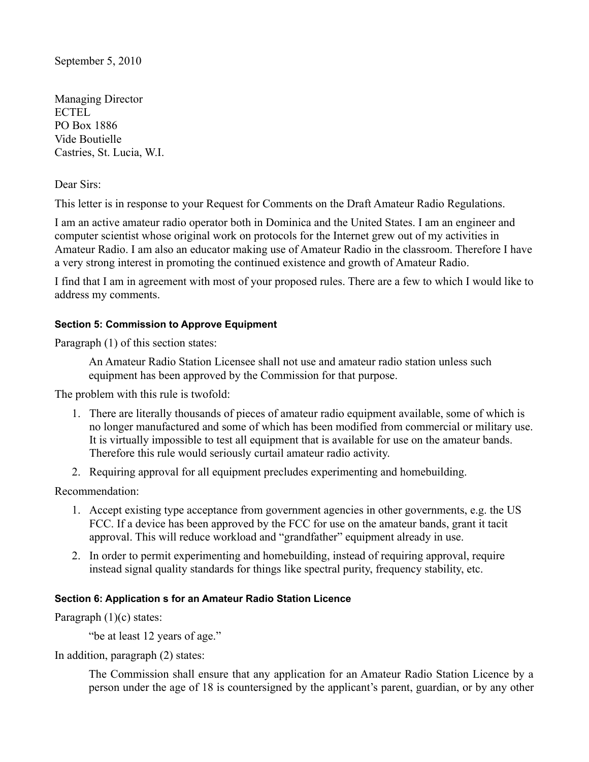September 5, 2010

Managing Director
ECTEL
PO Box 1886
Vide Boutielle
Castries, St. Lucia, W.I.

Dear Sirs:

This letter is in response to your Request for Comments on the Draft Amateur Radio Regulations.

I am an active amateur radio operator both in Dominica and the United States. I am an engineer and computer scientist whose original work on protocols for the Internet grew out of my activities in Amateur Radio. I am also an educator making use of Amateur Radio in the classroom. Therefore I have a very strong interest in promoting the continued existence and growth of Amateur Radio.

I find that I am in agreement with most of your proposed rules. There are a few to which I would like to address my comments.

#### Section 5: Commission to Approve Equipment

Paragraph (1) of this section states:

> An Amateur Radio Station Licensee shall not use and amateur radio station unless such equipment has been approved by the Commission for that purpose.

The problem with this rule is twofold:

1. There are literally thousands of pieces of amateur radio equipment available, some of which is no longer manufactured and some of which has been modified from commercial or military use. It is virtually impossible to test all equipment that is available for use on the amateur bands. Therefore this rule would seriously curtail amateur radio activity.
2. Requiring approval for all equipment precludes experimenting and homebuilding.

Recommendation:

1. Accept existing type acceptance from government agencies in other governments, e.g. the US FCC. If a device has been approved by the FCC for use on the amateur bands, grant it tacit approval. This will reduce workload and "grandfather" equipment already in use.
2. In order to permit experimenting and homebuilding, instead of requiring approval, require instead signal quality standards for things like spectral purity, frequency stability, etc.

#### Section 6: Application s for an Amateur Radio Station Licence

Paragraph (1)(c) states:

> "be at least 12 years of age."

In addition, paragraph (2) states:

> The Commission shall ensure that any application for an Amateur Radio Station Licence by a person under the age of 18 is countersigned by the applicant's parent, guardian, or by any other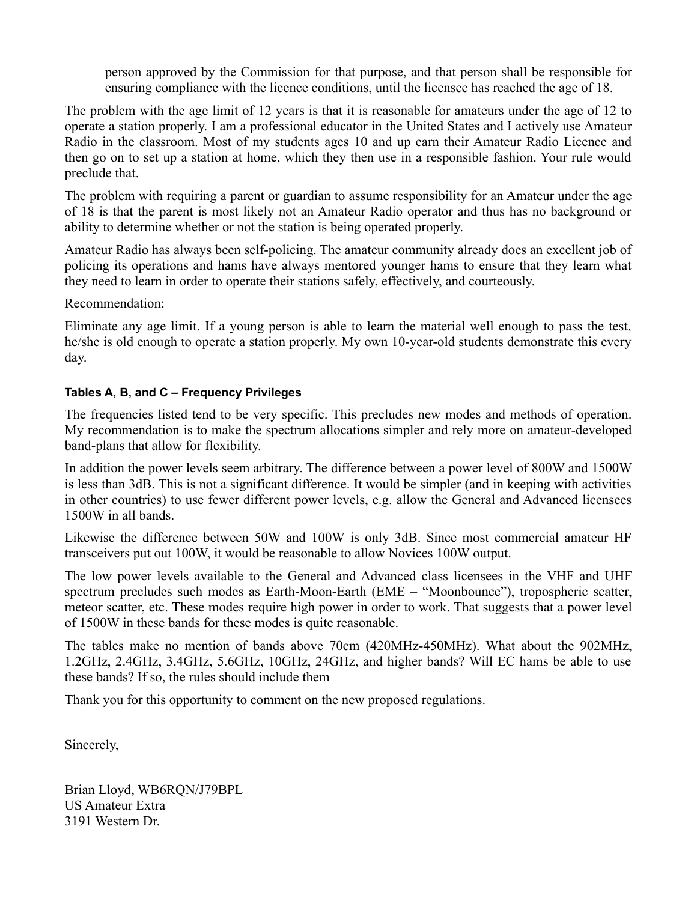> person approved by the Commission for that purpose, and that person shall be responsible for ensuring compliance with the licence conditions, until the licensee has reached the age of 18.

The problem with the age limit of 12 years is that it is reasonable for amateurs under the age of 12 to operate a station properly. I am a professional educator in the United States and I actively use Amateur Radio in the classroom. Most of my students ages 10 and up earn their Amateur Radio Licence and then go on to set up a station at home, which they then use in a responsible fashion. Your rule would preclude that.

The problem with requiring a parent or guardian to assume responsibility for an Amateur under the age of 18 is that the parent is most likely not an Amateur Radio operator and thus has no background or ability to determine whether or not the station is being operated properly.

Amateur Radio has always been self-policing. The amateur community already does an excellent job of policing its operations and hams have always mentored younger hams to ensure that they learn what they need to learn in order to operate their stations safely, effectively, and courteously.

Recommendation:

Eliminate any age limit. If a young person is able to learn the material well enough to pass the test, he/she is old enough to operate a station properly. My own 10-year-old students demonstrate this every day.

#### Tables A, B, and C – Frequency Privileges

The frequencies listed tend to be very specific. This precludes new modes and methods of operation. My recommendation is to make the spectrum allocations simpler and rely more on amateur-developed band-plans that allow for flexibility.

In addition the power levels seem arbitrary. The difference between a power level of 800W and 1500W is less than 3dB. This is not a significant difference. It would be simpler (and in keeping with activities in other countries) to use fewer different power levels, e.g. allow the General and Advanced licensees 1500W in all bands.

Likewise the difference between 50W and 100W is only 3dB. Since most commercial amateur HF transceivers put out 100W, it would be reasonable to allow Novices 100W output.

The low power levels available to the General and Advanced class licensees in the VHF and UHF spectrum precludes such modes as Earth-Moon-Earth (EME – "Moonbounce"), tropospheric scatter, meteor scatter, etc. These modes require high power in order to work. That suggests that a power level of 1500W in these bands for these modes is quite reasonable.

The tables make no mention of bands above 70cm (420MHz-450MHz). What about the 902MHz, 1.2GHz, 2.4GHz, 3.4GHz, 5.6GHz, 10GHz, 24GHz, and higher bands? Will EC hams be able to use these bands? If so, the rules should include them

Thank you for this opportunity to comment on the new proposed regulations.

Sincerely,

Brian Lloyd, WB6RQN/J79BPL
US Amateur Extra
3191 Western Dr.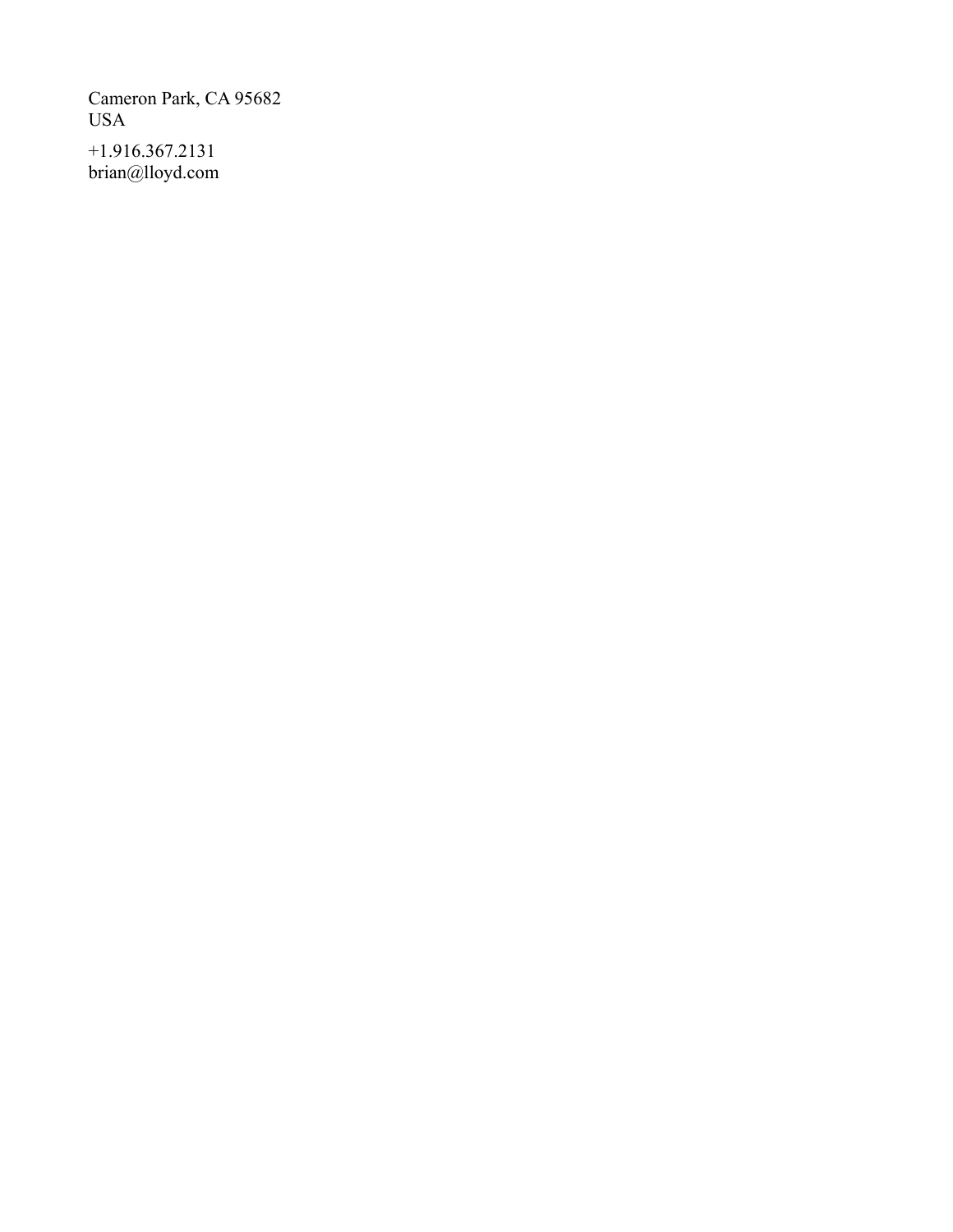Cameron Park, CA 95682
USA

+1.916.367.2131
brian@lloyd.com